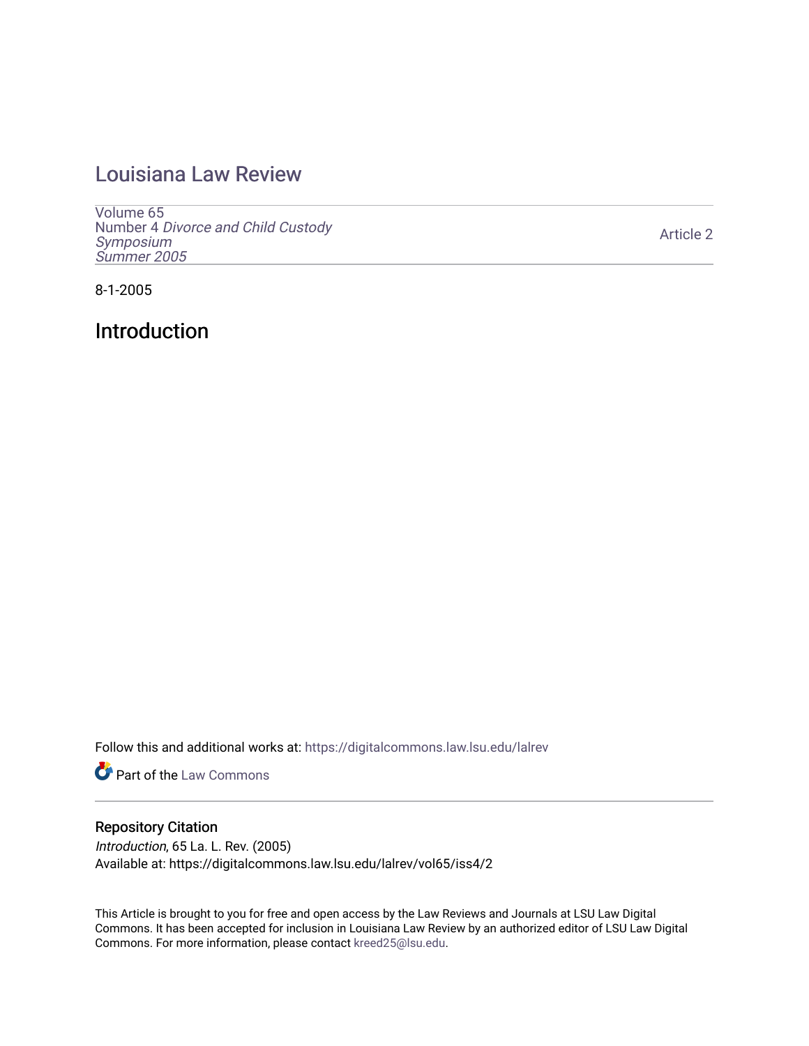# Louisiana Law Review

Volume 65
Number 4 *Divorce and Child Custody Symposium*
*Summer 2005*

Article 2

8-1-2005

## Introduction

Follow this and additional works at: https://digitalcommons.law.lsu.edu/lalrev

Part of the Law Commons

### Repository Citation

*Introduction*, 65 La. L. Rev. (2005)
Available at: https://digitalcommons.law.lsu.edu/lalrev/vol65/iss4/2

This Article is brought to you for free and open access by the Law Reviews and Journals at LSU Law Digital Commons. It has been accepted for inclusion in Louisiana Law Review by an authorized editor of LSU Law Digital Commons. For more information, please contact kreed25@lsu.edu.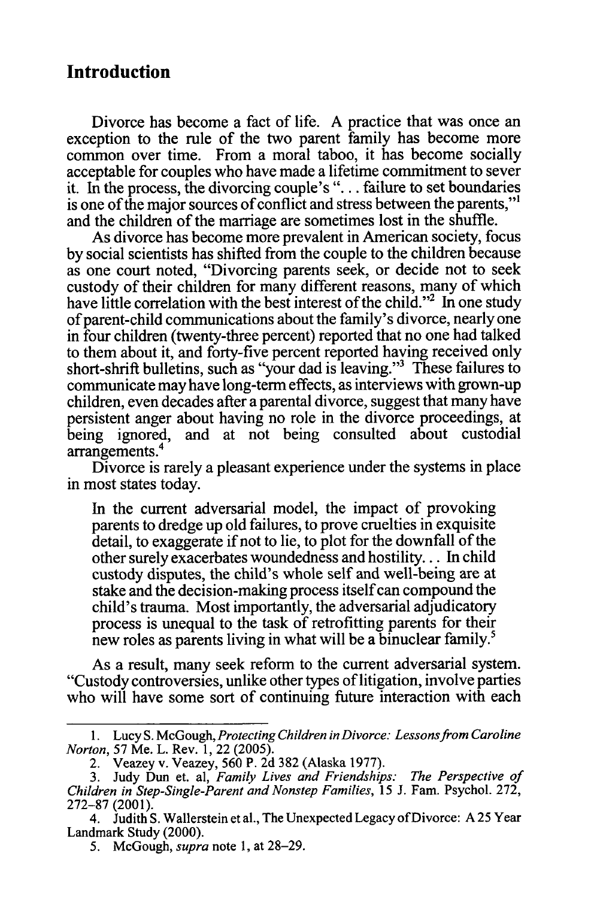## Introduction

Divorce has become a fact of life. A practice that was once an exception to the rule of the two parent family has become more common over time. From a moral taboo, it has become socially acceptable for couples who have made a lifetime commitment to sever it. In the process, the divorcing couple's "... failure to set boundaries is one of the major sources of conflict and stress between the parents,"[1] and the children of the marriage are sometimes lost in the shuffle.

As divorce has become more prevalent in American society, focus by social scientists has shifted from the couple to the children because as one court noted, "Divorcing parents seek, or decide not to seek custody of their children for many different reasons, many of which have little correlation with the best interest of the child."[2] In one study of parent-child communications about the family's divorce, nearly one in four children (twenty-three percent) reported that no one had talked to them about it, and forty-five percent reported having received only short-shrift bulletins, such as "your dad is leaving."[3] These failures to communicate may have long-term effects, as interviews with grown-up children, even decades after a parental divorce, suggest that many have persistent anger about having no role in the divorce proceedings, at being ignored, and at not being consulted about custodial arrangements.[4]

Divorce is rarely a pleasant experience under the systems in place in most states today.

> In the current adversarial model, the impact of provoking parents to dredge up old failures, to prove cruelties in exquisite detail, to exaggerate if not to lie, to plot for the downfall of the other surely exacerbates woundedness and hostility... In child custody disputes, the child's whole self and well-being are at stake and the decision-making process itself can compound the child's trauma. Most importantly, the adversarial adjudicatory process is unequal to the task of retrofitting parents for their new roles as parents living in what will be a binuclear family.[5]

As a result, many seek reform to the current adversarial system. "Custody controversies, unlike other types of litigation, involve parties who will have some sort of continuing future interaction with each

---

1. Lucy S. McGough, *Protecting Children in Divorce: Lessons from Caroline Norton*, 57 Me. L. Rev. 1, 22 (2005).
2. Veazey v. Veazey, 560 P. 2d 382 (Alaska 1977).
3. Judy Dun et. al, *Family Lives and Friendships: The Perspective of Children in Step-Single-Parent and Nonstep Families*, 15 J. Fam. Psychol. 272, 272–87 (2001).
4. Judith S. Wallerstein et al., The Unexpected Legacy of Divorce: A 25 Year Landmark Study (2000).
5. McGough, *supra* note 1, at 28–29.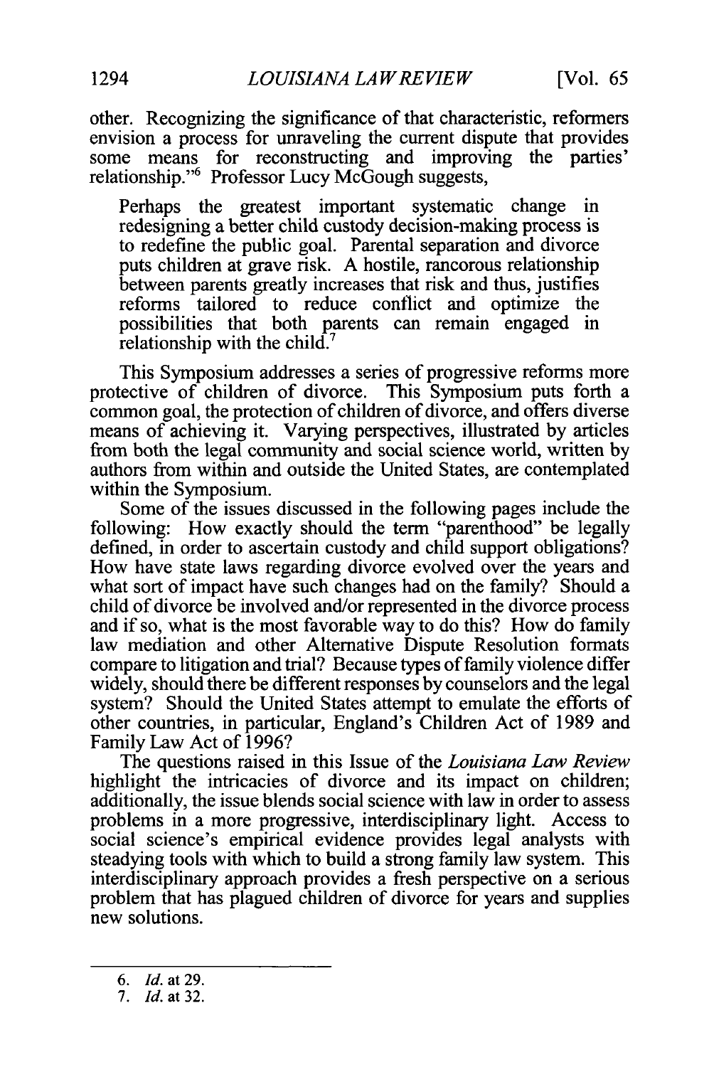other. Recognizing the significance of that characteristic, reformers envision a process for unraveling the current dispute that provides some means for reconstructing and improving the parties' relationship."[6] Professor Lucy McGough suggests,

> Perhaps the greatest important systematic change in redesigning a better child custody decision-making process is to redefine the public goal. Parental separation and divorce puts children at grave risk. A hostile, rancorous relationship between parents greatly increases that risk and thus, justifies reforms tailored to reduce conflict and optimize the possibilities that both parents can remain engaged in relationship with the child.[7]

This Symposium addresses a series of progressive reforms more protective of children of divorce. This Symposium puts forth a common goal, the protection of children of divorce, and offers diverse means of achieving it. Varying perspectives, illustrated by articles from both the legal community and social science world, written by authors from within and outside the United States, are contemplated within the Symposium.

Some of the issues discussed in the following pages include the following: How exactly should the term "parenthood" be legally defined, in order to ascertain custody and child support obligations? How have state laws regarding divorce evolved over the years and what sort of impact have such changes had on the family? Should a child of divorce be involved and/or represented in the divorce process and if so, what is the most favorable way to do this? How do family law mediation and other Alternative Dispute Resolution formats compare to litigation and trial? Because types of family violence differ widely, should there be different responses by counselors and the legal system? Should the United States attempt to emulate the efforts of other countries, in particular, England's Children Act of 1989 and Family Law Act of 1996?

The questions raised in this Issue of the *Louisiana Law Review* highlight the intricacies of divorce and its impact on children; additionally, the issue blends social science with law in order to assess problems in a more progressive, interdisciplinary light. Access to social science's empirical evidence provides legal analysts with steadying tools with which to build a strong family law system. This interdisciplinary approach provides a fresh perspective on a serious problem that has plagued children of divorce for years and supplies new solutions.

---

6. *Id.* at 29.
7. *Id.* at 32.